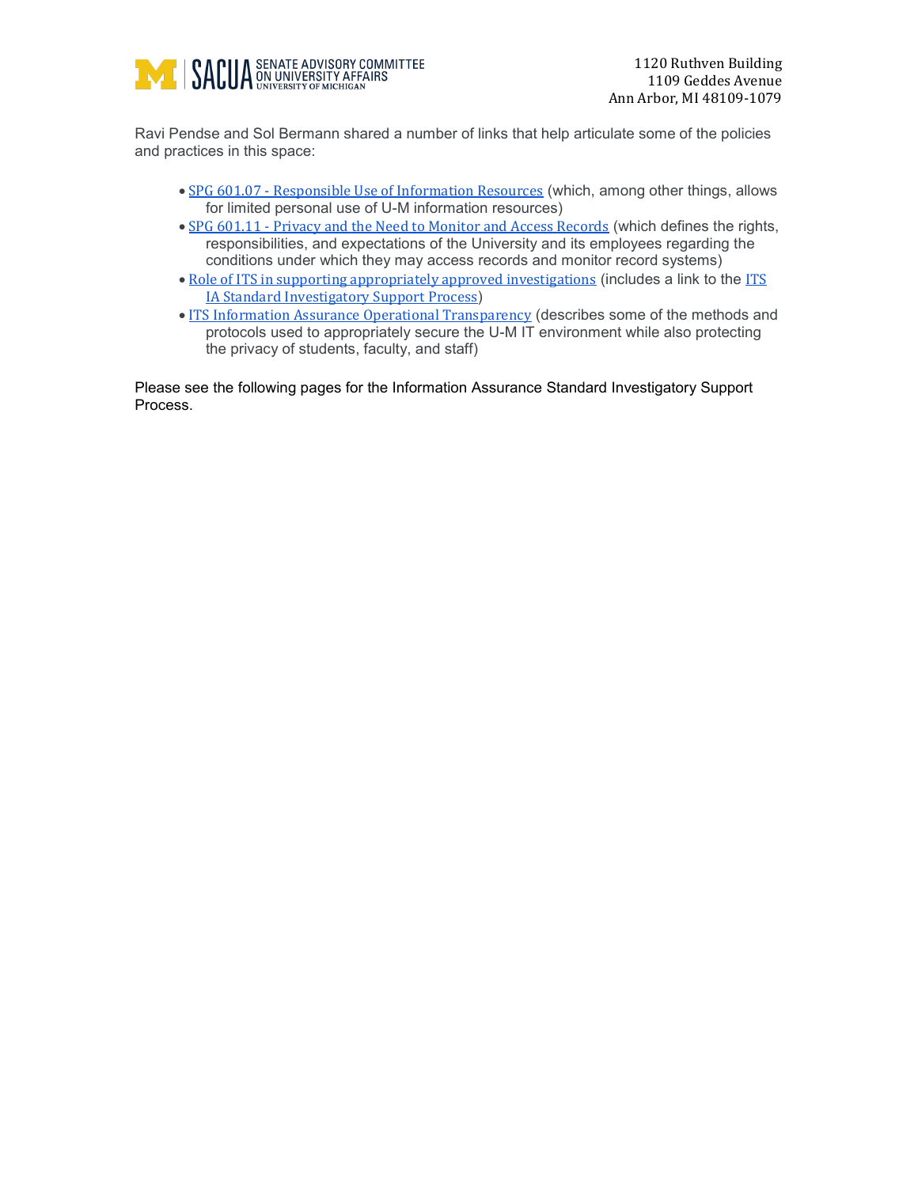SACUA SENATE ADVISORY COMMITTEE ON UNIVERSITY AFFAIRS UNIVERSITY OF MICHIGAN

1120 Ruthven Building
1109 Geddes Avenue
Ann Arbor, MI 48109-1079

Ravi Pendse and Sol Bermann shared a number of links that help articulate some of the policies and practices in this space:

- SPG 601.07 - Responsible Use of Information Resources (which, among other things, allows for limited personal use of U-M information resources)
- SPG 601.11 - Privacy and the Need to Monitor and Access Records (which defines the rights, responsibilities, and expectations of the University and its employees regarding the conditions under which they may access records and monitor record systems)
- Role of ITS in supporting appropriately approved investigations (includes a link to the ITS IA Standard Investigatory Support Process)
- ITS Information Assurance Operational Transparency (describes some of the methods and protocols used to appropriately secure the U-M IT environment while also protecting the privacy of students, faculty, and staff)

Please see the following pages for the Information Assurance Standard Investigatory Support Process.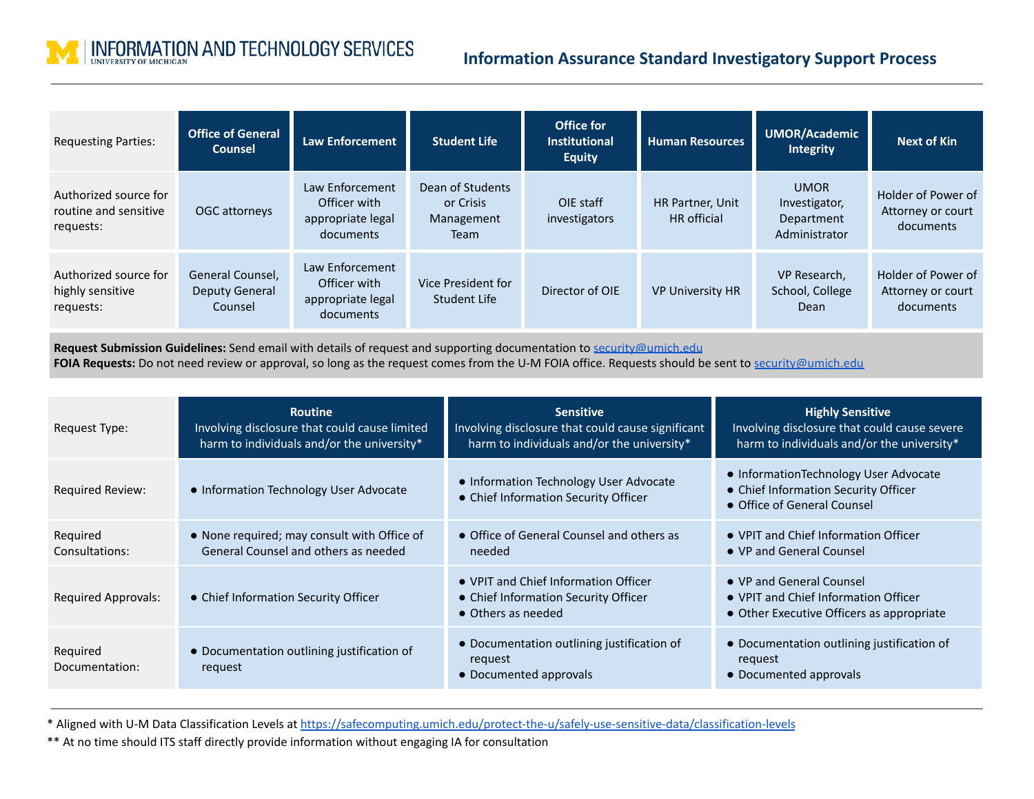INFORMATION AND TECHNOLOGY SERVICES
UNIVERSITY OF MICHIGAN

# Information Assurance Standard Investigatory Support Process

| Requesting Parties: | Office of General Counsel | Law Enforcement | Student Life | Office for Institutional Equity | Human Resources | UMOR/Academic Integrity | Next of Kin |
|---|---|---|---|---|---|---|---|
| Authorized source for routine and sensitive requests: | OGC attorneys | Law Enforcement Officer with appropriate legal documents | Dean of Students or Crisis Management Team | OIE staff investigators | HR Partner, Unit HR official | UMOR Investigator, Department Administrator | Holder of Power of Attorney or court documents |
| Authorized source for highly sensitive requests: | General Counsel, Deputy General Counsel | Law Enforcement Officer with appropriate legal documents | Vice President for Student Life | Director of OIE | VP University HR | VP Research, School, College Dean | Holder of Power of Attorney or court documents |

**Request Submission Guidelines:** Send email with details of request and supporting documentation to security@umich.edu
**FOIA Requests:** Do not need review or approval, so long as the request comes from the U-M FOIA office. Requests should be sent to security@umich.edu

| Request Type: | **Routine** Involving disclosure that could cause limited harm to individuals and/or the university* | **Sensitive** Involving disclosure that could cause significant harm to individuals and/or the university* | **Highly Sensitive** Involving disclosure that could cause severe harm to individuals and/or the university* |
|---|---|---|---|
| Required Review: | • Information Technology User Advocate | • Information Technology User Advocate<br>• Chief Information Security Officer | • InformationTechnology User Advocate<br>• Chief Information Security Officer<br>• Office of General Counsel |
| Required Consultations: | • None required; may consult with Office of General Counsel and others as needed | • Office of General Counsel and others as needed | • VPIT and Chief Information Officer<br>• VP and General Counsel |
| Required Approvals: | • Chief Information Security Officer | • VPIT and Chief Information Officer<br>• Chief Information Security Officer<br>• Others as needed | • VP and General Counsel<br>• VPIT and Chief Information Officer<br>• Other Executive Officers as appropriate |
| Required Documentation: | • Documentation outlining justification of request | • Documentation outlining justification of request<br>• Documented approvals | • Documentation outlining justification of request<br>• Documented approvals |

* Aligned with U-M Data Classification Levels at https://safecomputing.umich.edu/protect-the-u/safely-use-sensitive-data/classification-levels

** At no time should ITS staff directly provide information without engaging IA for consultation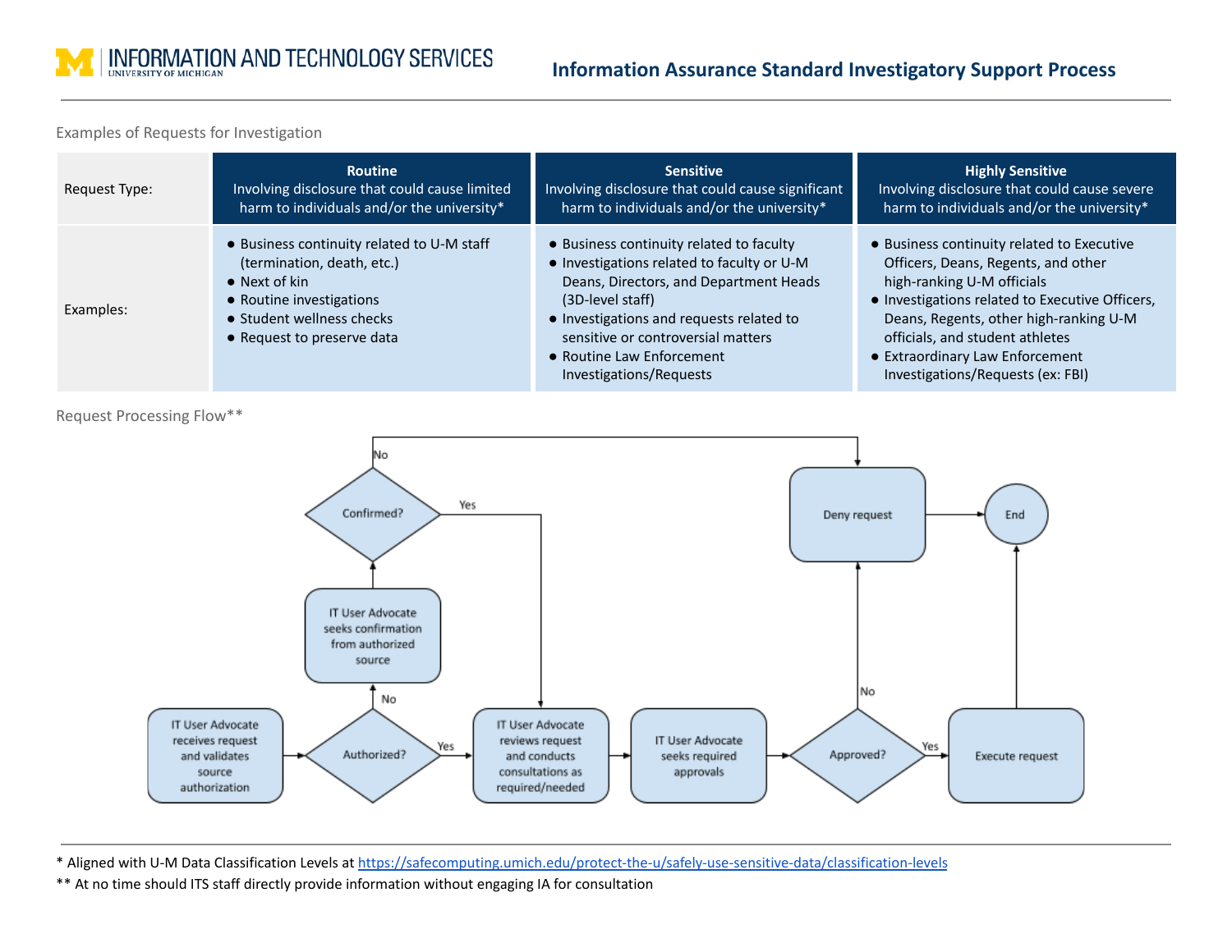INFORMATION AND TECHNOLOGY SERVICES
UNIVERSITY OF MICHIGAN

# Information Assurance Standard Investigatory Support Process

Examples of Requests for Investigation

| Request Type: | **Routine**<br>Involving disclosure that could cause limited harm to individuals and/or the university* | **Sensitive**<br>Involving disclosure that could cause significant harm to individuals and/or the university* | **Highly Sensitive**<br>Involving disclosure that could cause severe harm to individuals and/or the university* |
|---|---|---|---|
| Examples: | • Business continuity related to U-M staff (termination, death, etc.)<br>• Next of kin<br>• Routine investigations<br>• Student wellness checks<br>• Request to preserve data | • Business continuity related to faculty<br>• Investigations related to faculty or U-M Deans, Directors, and Department Heads (3D-level staff)<br>• Investigations and requests related to sensitive or controversial matters<br>• Routine Law Enforcement Investigations/Requests | • Business continuity related to Executive Officers, Deans, Regents, and other high-ranking U-M officials<br>• Investigations related to Executive Officers, Deans, Regents, other high-ranking U-M officials, and student athletes<br>• Extraordinary Law Enforcement Investigations/Requests (ex: FBI) |

Request Processing Flow**

IT User Advocate receives request and validates source authorization

Authorized?

Yes

No

IT User Advocate seeks confirmation from authorized source

Confirmed?

Yes

No

IT User Advocate reviews request and conducts consultations as required/needed

IT User Advocate seeks required approvals

Approved?

Yes

No

Deny request

Execute request

End

---

* Aligned with U-M Data Classification Levels at https://safecomputing.umich.edu/protect-the-u/safely-use-sensitive-data/classification-levels

** At no time should ITS staff directly provide information without engaging IA for consultation